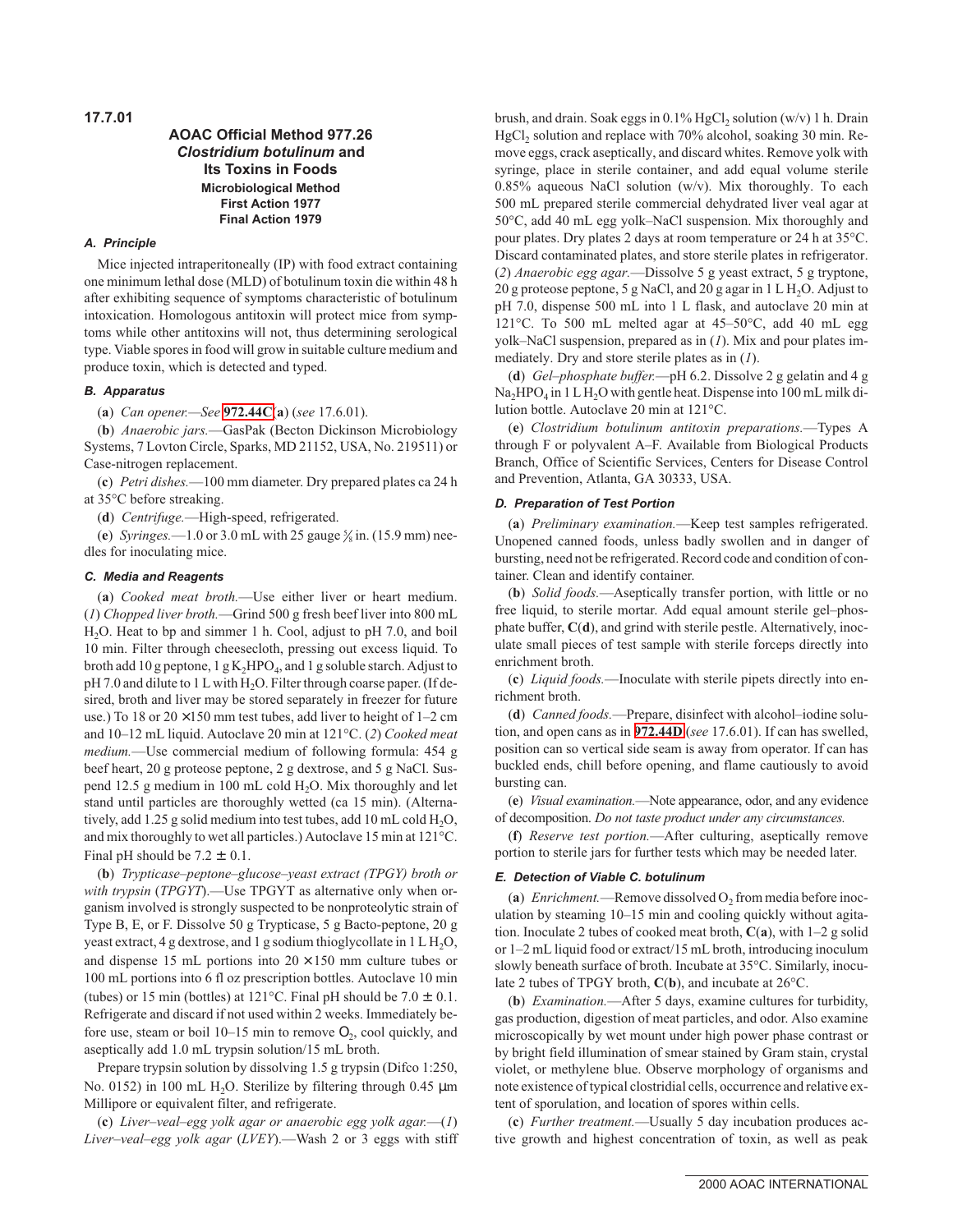**17.7.01**

## AOAC Official Method 977.26
## *Clostridium botulinum* and Its Toxins in Foods
### Microbiological Method
### First Action 1977
### Final Action 1979

### *A. Principle*

Mice injected intraperitoneally (IP) with food extract containing one minimum lethal dose (MLD) of botulinum toxin die within 48 h after exhibiting sequence of symptoms characteristic of botulinum intoxication. Homologous antitoxin will protect mice from symptoms while other antitoxins will not, thus determining serological type. Viable spores in food will grow in suitable culture medium and produce toxin, which is detected and typed.

### *B. Apparatus*

(**a**) *Can opener.*—*See* **972.44C**(**a**) (*see* 17.6.01).

(**b**) *Anaerobic jars.*—GasPak (Becton Dickinson Microbiology Systems, 7 Lovton Circle, Sparks, MD 21152, USA, No. 219511) or Case-nitrogen replacement.

(**c**) *Petri dishes.*—100 mm diameter. Dry prepared plates ca 24 h at 35°C before streaking.

(**d**) *Centrifuge.*—High-speed, refrigerated.

(**e**) *Syringes.*—1.0 or 3.0 mL with 25 gauge ⅝ in. (15.9 mm) needles for inoculating mice.

### *C. Media and Reagents*

(**a**) *Cooked meat broth.*—Use either liver or heart medium. (*1*) *Chopped liver broth.*—Grind 500 g fresh beef liver into 800 mL $H_2O$. Heat to bp and simmer 1 h. Cool, adjust to pH 7.0, and boil 10 min. Filter through cheesecloth, pressing out excess liquid. To broth add 10 g peptone, 1 g $K_2HPO_4$, and 1 g soluble starch. Adjust to pH 7.0 and dilute to 1 L with $H_2O$. Filter through coarse paper. (If desired, broth and liver may be stored separately in freezer for future use.) To 18 or 20 × 150 mm test tubes, add liver to height of 1–2 cm and 10–12 mL liquid. Autoclave 20 min at 121°C. (*2*) *Cooked meat medium.*—Use commercial medium of following formula: 454 g beef heart, 20 g proteose peptone, 2 g dextrose, and 5 g NaCl. Suspend 12.5 g medium in 100 mL cold $H_2O$. Mix thoroughly and let stand until particles are thoroughly wetted (ca 15 min). (Alternatively, add 1.25 g solid medium into test tubes, add 10 mL cold $H_2O$, and mix thoroughly to wet all particles.) Autoclave 15 min at 121°C. Final pH should be 7.2 ± 0.1.

(**b**) *Trypticase–peptone–glucose–yeast extract (TPGY) broth or with trypsin* (*TPGYT*).—Use TPGYT as alternative only when organism involved is strongly suspected to be nonproteolytic strain of Type B, E, or F. Dissolve 50 g Trypticase, 5 g Bacto-peptone, 20 g yeast extract, 4 g dextrose, and 1 g sodium thioglycollate in 1 L $H_2O$, and dispense 15 mL portions into 20 × 150 mm culture tubes or 100 mL portions into 6 fl oz prescription bottles. Autoclave 10 min (tubes) or 15 min (bottles) at 121°C. Final pH should be 7.0 ± 0.1. Refrigerate and discard if not used within 2 weeks. Immediately before use, steam or boil 10–15 min to remove $O_2$, cool quickly, and aseptically add 1.0 mL trypsin solution/15 mL broth.

Prepare trypsin solution by dissolving 1.5 g trypsin (Difco 1:250, No. 0152) in 100 mL $H_2O$. Sterilize by filtering through 0.45 μm Millipore or equivalent filter, and refrigerate.

(**c**) *Liver–veal–egg yolk agar or anaerobic egg yolk agar.*—(*1*) *Liver–veal–egg yolk agar* (*LVEY*).—Wash 2 or 3 eggs with stiff brush, and drain. Soak eggs in 0.1% $HgCl_2$ solution (w/v) 1 h. Drain $HgCl_2$ solution and replace with 70% alcohol, soaking 30 min. Remove eggs, crack aseptically, and discard whites. Remove yolk with syringe, place in sterile container, and add equal volume sterile 0.85% aqueous NaCl solution (w/v). Mix thoroughly. To each 500 mL prepared sterile commercial dehydrated liver veal agar at 50°C, add 40 mL egg yolk–NaCl suspension. Mix thoroughly and pour plates. Dry plates 2 days at room temperature or 24 h at 35°C. Discard contaminated plates, and store sterile plates in refrigerator. (*2*) *Anaerobic egg agar.*—Dissolve 5 g yeast extract, 5 g tryptone, 20 g proteose peptone, 5 g NaCl, and 20 g agar in 1 L $H_2O$. Adjust to pH 7.0, dispense 500 mL into 1 L flask, and autoclave 20 min at 121°C. To 500 mL melted agar at 45–50°C, add 40 mL egg yolk–NaCl suspension, prepared as in (*1*). Mix and pour plates immediately. Dry and store sterile plates as in (*1*).

(**d**) *Gel–phosphate buffer.*—pH 6.2. Dissolve 2 g gelatin and 4 g $Na_2HPO_4$ in 1 L $H_2O$ with gentle heat. Dispense into 100 mL milk dilution bottle. Autoclave 20 min at 121°C.

(**e**) *Clostridium botulinum antitoxin preparations.*—Types A through F or polyvalent A–F. Available from Biological Products Branch, Office of Scientific Services, Centers for Disease Control and Prevention, Atlanta, GA 30333, USA.

### *D. Preparation of Test Portion*

(**a**) *Preliminary examination.*—Keep test samples refrigerated. Unopened canned foods, unless badly swollen and in danger of bursting, need not be refrigerated. Record code and condition of container. Clean and identify container.

(**b**) *Solid foods.*—Aseptically transfer portion, with little or no free liquid, to sterile mortar. Add equal amount sterile gel–phosphate buffer, **C**(**d**), and grind with sterile pestle. Alternatively, inoculate small pieces of test sample with sterile forceps directly into enrichment broth.

(**c**) *Liquid foods.*—Inoculate with sterile pipets directly into enrichment broth.

(**d**) *Canned foods.*—Prepare, disinfect with alcohol–iodine solution, and open cans as in **972.44D** (*see* 17.6.01). If can has swelled, position can so vertical side seam is away from operator. If can has buckled ends, chill before opening, and flame cautiously to avoid bursting can.

(**e**) *Visual examination.*—Note appearance, odor, and any evidence of decomposition. *Do not taste product under any circumstances.*

(**f**) *Reserve test portion.*—After culturing, aseptically remove portion to sterile jars for further tests which may be needed later.

### *E. Detection of Viable C. botulinum*

(**a**) *Enrichment.*—Remove dissolved $O_2$ from media before inoculation by steaming 10–15 min and cooling quickly without agitation. Inoculate 2 tubes of cooked meat broth, **C**(**a**), with 1–2 g solid or 1–2 mL liquid food or extract/15 mL broth, introducing inoculum slowly beneath surface of broth. Incubate at 35°C. Similarly, inoculate 2 tubes of TPGY broth, **C**(**b**), and incubate at 26°C.

(**b**) *Examination.*—After 5 days, examine cultures for turbidity, gas production, digestion of meat particles, and odor. Also examine microscopically by wet mount under high power phase contrast or by bright field illumination of smear stained by Gram stain, crystal violet, or methylene blue. Observe morphology of organisms and note existence of typical clostridial cells, occurrence and relative extent of sporulation, and location of spores within cells.

(**c**) *Further treatment.*—Usually 5 day incubation produces active growth and highest concentration of toxin, as well as peak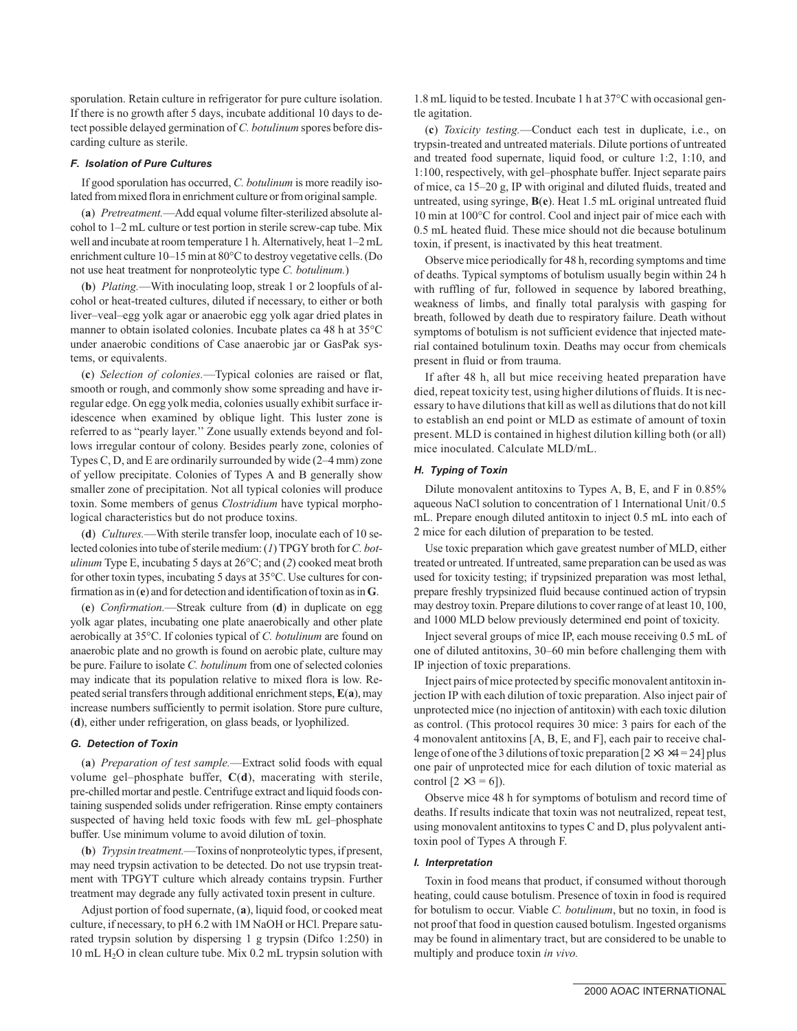sporulation. Retain culture in refrigerator for pure culture isolation. If there is no growth after 5 days, incubate additional 10 days to detect possible delayed germination of *C. botulinum* spores before discarding culture as sterile.

### *F. Isolation of Pure Cultures*

If good sporulation has occurred, *C. botulinum* is more readily isolated from mixed flora in enrichment culture or from original sample.

(**a**) *Pretreatment.*—Add equal volume filter-sterilized absolute alcohol to 1–2 mL culture or test portion in sterile screw-cap tube. Mix well and incubate at room temperature 1 h. Alternatively, heat 1–2 mL enrichment culture 10–15 min at 80°C to destroy vegetative cells. (Do not use heat treatment for nonproteolytic type *C. botulinum.*)

(**b**) *Plating.*—With inoculating loop, streak 1 or 2 loopfuls of alcohol or heat-treated cultures, diluted if necessary, to either or both liver–veal–egg yolk agar or anaerobic egg yolk agar dried plates in manner to obtain isolated colonies. Incubate plates ca 48 h at 35°C under anaerobic conditions of Case anaerobic jar or GasPak systems, or equivalents.

(**c**) *Selection of colonies.*—Typical colonies are raised or flat, smooth or rough, and commonly show some spreading and have irregular edge. On egg yolk media, colonies usually exhibit surface iridescence when examined by oblique light. This luster zone is referred to as "pearly layer." Zone usually extends beyond and follows irregular contour of colony. Besides pearly zone, colonies of Types C, D, and E are ordinarily surrounded by wide (2–4 mm) zone of yellow precipitate. Colonies of Types A and B generally show smaller zone of precipitation. Not all typical colonies will produce toxin. Some members of genus *Clostridium* have typical morphological characteristics but do not produce toxins.

(**d**) *Cultures.*—With sterile transfer loop, inoculate each of 10 selected colonies into tube of sterile medium: (*1*) TPGY broth for *C. botulinum* Type E, incubating 5 days at 26°C; and (*2*) cooked meat broth for other toxin types, incubating 5 days at 35°C. Use cultures for confirmation as in (**e**) and for detection and identification of toxin as in **G**.

(**e**) *Confirmation.*—Streak culture from (**d**) in duplicate on egg yolk agar plates, incubating one plate anaerobically and other plate aerobically at 35°C. If colonies typical of *C. botulinum* are found on anaerobic plate and no growth is found on aerobic plate, culture may be pure. Failure to isolate *C. botulinum* from one of selected colonies may indicate that its population relative to mixed flora is low. Repeated serial transfers through additional enrichment steps, **E**(**a**), may increase numbers sufficiently to permit isolation. Store pure culture, (**d**), either under refrigeration, on glass beads, or lyophilized.

### *G. Detection of Toxin*

(**a**) *Preparation of test sample.*—Extract solid foods with equal volume gel–phosphate buffer, **C**(**d**), macerating with sterile, pre-chilled mortar and pestle. Centrifuge extract and liquid foods containing suspended solids under refrigeration. Rinse empty containers suspected of having held toxic foods with few mL gel–phosphate buffer. Use minimum volume to avoid dilution of toxin.

(**b**) *Trypsin treatment.*—Toxins of nonproteolytic types, if present, may need trypsin activation to be detected. Do not use trypsin treatment with TPGYT culture which already contains trypsin. Further treatment may degrade any fully activated toxin present in culture.

Adjust portion of food supernate, (**a**), liquid food, or cooked meat culture, if necessary, to pH 6.2 with 1M NaOH or HCl. Prepare saturated trypsin solution by dispersing 1 g trypsin (Difco 1:250) in 10 mL $H_2O$ in clean culture tube. Mix 0.2 mL trypsin solution with 1.8 mL liquid to be tested. Incubate 1 h at 37°C with occasional gentle agitation.

(**c**) *Toxicity testing.*—Conduct each test in duplicate, i.e., on trypsin-treated and untreated materials. Dilute portions of untreated and treated food supernate, liquid food, or culture 1:2, 1:10, and 1:100, respectively, with gel–phosphate buffer. Inject separate pairs of mice, ca 15–20 g, IP with original and diluted fluids, treated and untreated, using syringe, **B**(**e**). Heat 1.5 mL original untreated fluid 10 min at 100°C for control. Cool and inject pair of mice each with 0.5 mL heated fluid. These mice should not die because botulinum toxin, if present, is inactivated by this heat treatment.

Observe mice periodically for 48 h, recording symptoms and time of deaths. Typical symptoms of botulism usually begin within 24 h with ruffling of fur, followed in sequence by labored breathing, weakness of limbs, and finally total paralysis with gasping for breath, followed by death due to respiratory failure. Death without symptoms of botulism is not sufficient evidence that injected material contained botulinum toxin. Deaths may occur from chemicals present in fluid or from trauma.

If after 48 h, all but mice receiving heated preparation have died, repeat toxicity test, using higher dilutions of fluids. It is necessary to have dilutions that kill as well as dilutions that do not kill to establish an end point or MLD as estimate of amount of toxin present. MLD is contained in highest dilution killing both (or all) mice inoculated. Calculate MLD/mL.

### *H. Typing of Toxin*

Dilute monovalent antitoxins to Types A, B, E, and F in 0.85% aqueous NaCl solution to concentration of 1 International Unit/0.5 mL. Prepare enough diluted antitoxin to inject 0.5 mL into each of 2 mice for each dilution of preparation to be tested.

Use toxic preparation which gave greatest number of MLD, either treated or untreated. If untreated, same preparation can be used as was used for toxicity testing; if trypsinized preparation was most lethal, prepare freshly trypsinized fluid because continued action of trypsin may destroy toxin. Prepare dilutions to cover range of at least 10, 100, and 1000 MLD below previously determined end point of toxicity.

Inject several groups of mice IP, each mouse receiving 0.5 mL of one of diluted antitoxins, 30–60 min before challenging them with IP injection of toxic preparations.

Inject pairs of mice protected by specific monovalent antitoxin injection IP with each dilution of toxic preparation. Also inject pair of unprotected mice (no injection of antitoxin) with each toxic dilution as control. (This protocol requires 30 mice: 3 pairs for each of the 4 monovalent antitoxins [A, B, E, and F], each pair to receive challenge of one of the 3 dilutions of toxic preparation [$2 \times 3 \times 4 = 24$] plus one pair of unprotected mice for each dilution of toxic material as control [$2 \times 3 = 6$]).

Observe mice 48 h for symptoms of botulism and record time of deaths. If results indicate that toxin was not neutralized, repeat test, using monovalent antitoxins to types C and D, plus polyvalent antitoxin pool of Types A through F.

### *I. Interpretation*

Toxin in food means that product, if consumed without thorough heating, could cause botulism. Presence of toxin in food is required for botulism to occur. Viable *C. botulinum*, but no toxin, in food is not proof that food in question caused botulism. Ingested organisms may be found in alimentary tract, but are considered to be unable to multiply and produce toxin *in vivo.*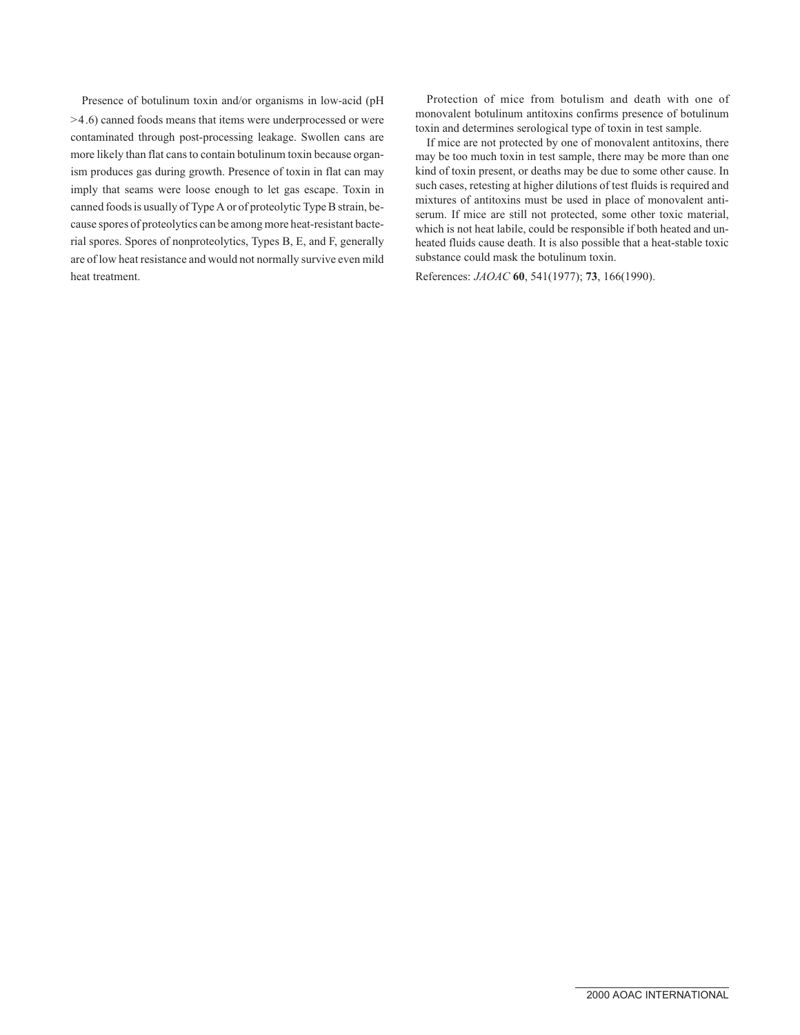Presence of botulinum toxin and/or organisms in low-acid (pH >4.6) canned foods means that items were underprocessed or were contaminated through post-processing leakage. Swollen cans are more likely than flat cans to contain botulinum toxin because organism produces gas during growth. Presence of toxin in flat can may imply that seams were loose enough to let gas escape. Toxin in canned foods is usually of Type A or of proteolytic Type B strain, because spores of proteolytics can be among more heat-resistant bacterial spores. Spores of nonproteolytics, Types B, E, and F, generally are of low heat resistance and would not normally survive even mild heat treatment.

Protection of mice from botulism and death with one of monovalent botulinum antitoxins confirms presence of botulinum toxin and determines serological type of toxin in test sample.

If mice are not protected by one of monovalent antitoxins, there may be too much toxin in test sample, there may be more than one kind of toxin present, or deaths may be due to some other cause. In such cases, retesting at higher dilutions of test fluids is required and mixtures of antitoxins must be used in place of monovalent antiserum. If mice are still not protected, some other toxic material, which is not heat labile, could be responsible if both heated and unheated fluids cause death. It is also possible that a heat-stable toxic substance could mask the botulinum toxin.

References: *JAOAC* **60**, 541(1977); **73**, 166(1990).